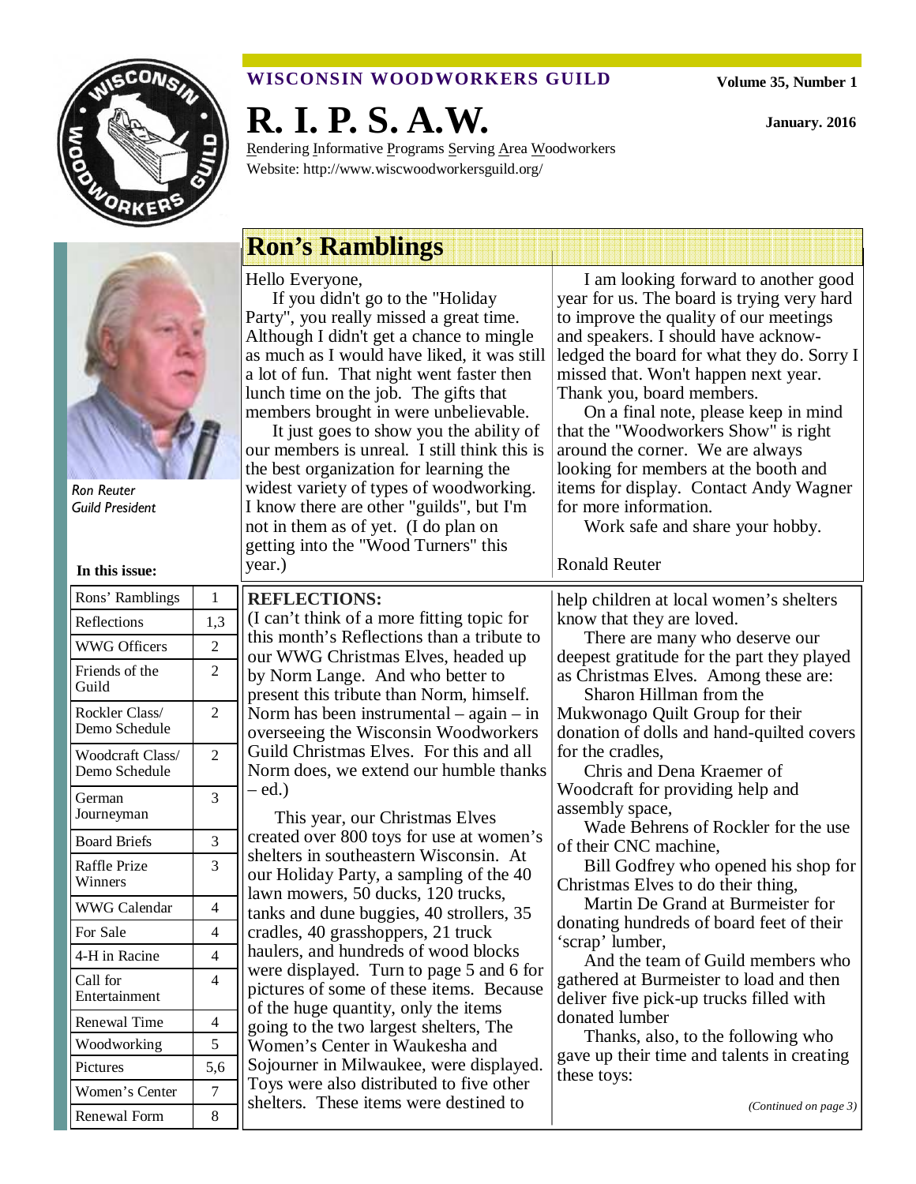**WISCONSIN WOODWORKERS GUILD**

Volume 35, Number 1

January. 2016

# R. I. P. S. A.W.

Rendering Informative Programs Serving Area Woodworkers

Website: http://www.wiscwoodworkersguild.org/

*Ron Reuter*
*Guild President*

**In this issue:**

| | |
|---|---|
| Rons' Ramblings | 1 |
| Reflections | 1,3 |
| WWG Officers | 2 |
| Friends of the Guild | 2 |
| Rockler Class/ Demo Schedule | 2 |
| Woodcraft Class/ Demo Schedule | 2 |
| German Journeyman | 3 |
| Board Briefs | 3 |
| Raffle Prize Winners | 3 |
| WWG Calendar | 4 |
| For Sale | 4 |
| 4-H in Racine | 4 |
| Call for Entertainment | 4 |
| Renewal Time | 4 |
| Woodworking | 5 |
| Pictures | 5,6 |
| Women's Center | 7 |
| Renewal Form | 8 |

## Ron's Ramblings

Hello Everyone,

If you didn't go to the "Holiday Party", you really missed a great time. Although I didn't get a chance to mingle as much as I would have liked, it was still a lot of fun. That night went faster then lunch time on the job. The gifts that members brought in were unbelievable.

It just goes to show you the ability of our members is unreal. I still think this is the best organization for learning the widest variety of types of woodworking. I know there are other "guilds", but I'm not in them as of yet. (I do plan on getting into the "Wood Turners" this year.)

I am looking forward to another good year for us. The board is trying very hard to improve the quality of our meetings and speakers. I should have acknowledged the board for what they do. Sorry I missed that. Won't happen next year. Thank you, board members.

On a final note, please keep in mind that the "Woodworkers Show" is right around the corner. We are always looking for members at the booth and items for display. Contact Andy Wagner for more information.

Work safe and share your hobby.

Ronald Reuter

## REFLECTIONS:

(I can't think of a more fitting topic for this month's Reflections than a tribute to our WWG Christmas Elves, headed up by Norm Lange. And who better to present this tribute than Norm, himself. Norm has been instrumental – again – in overseeing the Wisconsin Woodworkers Guild Christmas Elves. For this and all Norm does, we extend our humble thanks – ed.)

This year, our Christmas Elves created over 800 toys for use at women's shelters in southeastern Wisconsin. At our Holiday Party, a sampling of the 40 lawn mowers, 50 ducks, 120 trucks, tanks and dune buggies, 40 strollers, 35 cradles, 40 grasshoppers, 21 truck haulers, and hundreds of wood blocks were displayed. Turn to page 5 and 6 for pictures of some of these items. Because of the huge quantity, only the items going to the two largest shelters, The Women's Center in Waukesha and Sojourner in Milwaukee, were displayed. Toys were also distributed to five other shelters. These items were destined to help children at local women's shelters know that they are loved.

There are many who deserve our deepest gratitude for the part they played as Christmas Elves. Among these are:

Sharon Hillman from the Mukwonago Quilt Group for their donation of dolls and hand-quilted covers for the cradles,

Chris and Dena Kraemer of Woodcraft for providing help and assembly space,

Wade Behrens of Rockler for the use of their CNC machine,

Bill Godfrey who opened his shop for Christmas Elves to do their thing,

Martin De Grand at Burmeister for donating hundreds of board feet of their 'scrap' lumber,

And the team of Guild members who gathered at Burmeister to load and then deliver five pick-up trucks filled with donated lumber

Thanks, also, to the following who gave up their time and talents in creating these toys:

*(Continued on page 3)*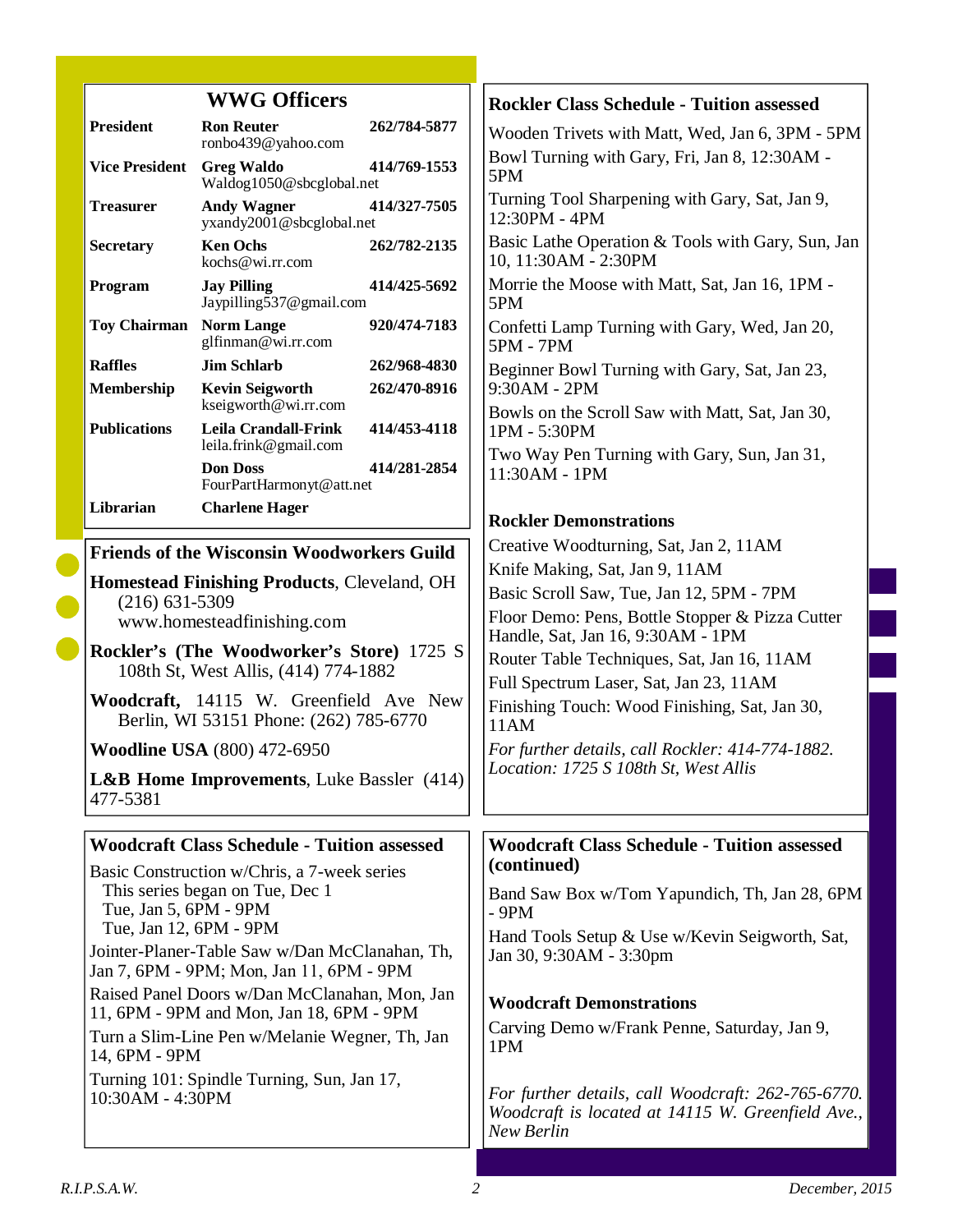## WWG Officers

| Position | Name / Email | Phone |
| --- | --- | --- |
| **President** | **Ron Reuter** ronbo439@yahoo.com | **262/784-5877** |
| **Vice President** | **Greg Waldo** Waldog1050@sbcglobal.net | **414/769-1553** |
| **Treasurer** | **Andy Wagner** yxandy2001@sbcglobal.net | **414/327-7505** |
| **Secretary** | **Ken Ochs** kochs@wi.rr.com | **262/782-2135** |
| **Program** | **Jay Pilling** Jaypilling537@gmail.com | **414/425-5692** |
| **Toy Chairman** | **Norm Lange** glfinman@wi.rr.com | **920/474-7183** |
| **Raffles** | **Jim Schlarb** | **262/968-4830** |
| **Membership** | **Kevin Seigworth** kseigworth@wi.rr.com | **262/470-8916** |
| **Publications** | **Leila Crandall-Frink** leila.frink@gmail.com | **414/453-4118** |
| | **Don Doss** FourPartHarmonyt@att.net | **414/281-2854** |
| **Librarian** | **Charlene Hager** | |

## Friends of the Wisconsin Woodworkers Guild

**Homestead Finishing Products**, Cleveland, OH (216) 631-5309 www.homesteadfinishing.com

**Rockler's (The Woodworker's Store)** 1725 S 108th St, West Allis, (414) 774-1882

**Woodcraft,** 14115 W. Greenfield Ave New Berlin, WI 53151 Phone: (262) 785-6770

**Woodline USA** (800) 472-6950

**L&B Home Improvements**, Luke Bassler (414) 477-5381

## Woodcraft Class Schedule - Tuition assessed

Basic Construction w/Chris, a 7-week series
- This series began on Tue, Dec 1
- Tue, Jan 5, 6PM - 9PM
- Tue, Jan 12, 6PM - 9PM

Jointer-Planer-Table Saw w/Dan McClanahan, Th, Jan 7, 6PM - 9PM; Mon, Jan 11, 6PM - 9PM

Raised Panel Doors w/Dan McClanahan, Mon, Jan 11, 6PM - 9PM and Mon, Jan 18, 6PM - 9PM

Turn a Slim-Line Pen w/Melanie Wegner, Th, Jan 14, 6PM - 9PM

Turning 101: Spindle Turning, Sun, Jan 17, 10:30AM - 4:30PM

## Rockler Class Schedule - Tuition assessed

Wooden Trivets with Matt, Wed, Jan 6, 3PM - 5PM

Bowl Turning with Gary, Fri, Jan 8, 12:30AM - 5PM

Turning Tool Sharpening with Gary, Sat, Jan 9, 12:30PM - 4PM

Basic Lathe Operation & Tools with Gary, Sun, Jan 10, 11:30AM - 2:30PM

Morrie the Moose with Matt, Sat, Jan 16, 1PM - 5PM

Confetti Lamp Turning with Gary, Wed, Jan 20, 5PM - 7PM

Beginner Bowl Turning with Gary, Sat, Jan 23, 9:30AM - 2PM

Bowls on the Scroll Saw with Matt, Sat, Jan 30, 1PM - 5:30PM

Two Way Pen Turning with Gary, Sun, Jan 31, 11:30AM - 1PM

## Rockler Demonstrations

Creative Woodturning, Sat, Jan 2, 11AM

Knife Making, Sat, Jan 9, 11AM

Basic Scroll Saw, Tue, Jan 12, 5PM - 7PM

Floor Demo: Pens, Bottle Stopper & Pizza Cutter Handle, Sat, Jan 16, 9:30AM - 1PM

Router Table Techniques, Sat, Jan 16, 11AM

Full Spectrum Laser, Sat, Jan 23, 11AM

Finishing Touch: Wood Finishing, Sat, Jan 30, 11AM

*For further details, call Rockler: 414-774-1882. Location: 1725 S 108th St, West Allis*

## Woodcraft Class Schedule - Tuition assessed (continued)

Band Saw Box w/Tom Yapundich, Th, Jan 28, 6PM - 9PM

Hand Tools Setup & Use w/Kevin Seigworth, Sat, Jan 30, 9:30AM - 3:30pm

## Woodcraft Demonstrations

Carving Demo w/Frank Penne, Saturday, Jan 9, 1PM

*For further details, call Woodcraft: 262-765-6770. Woodcraft is located at 14115 W. Greenfield Ave., New Berlin*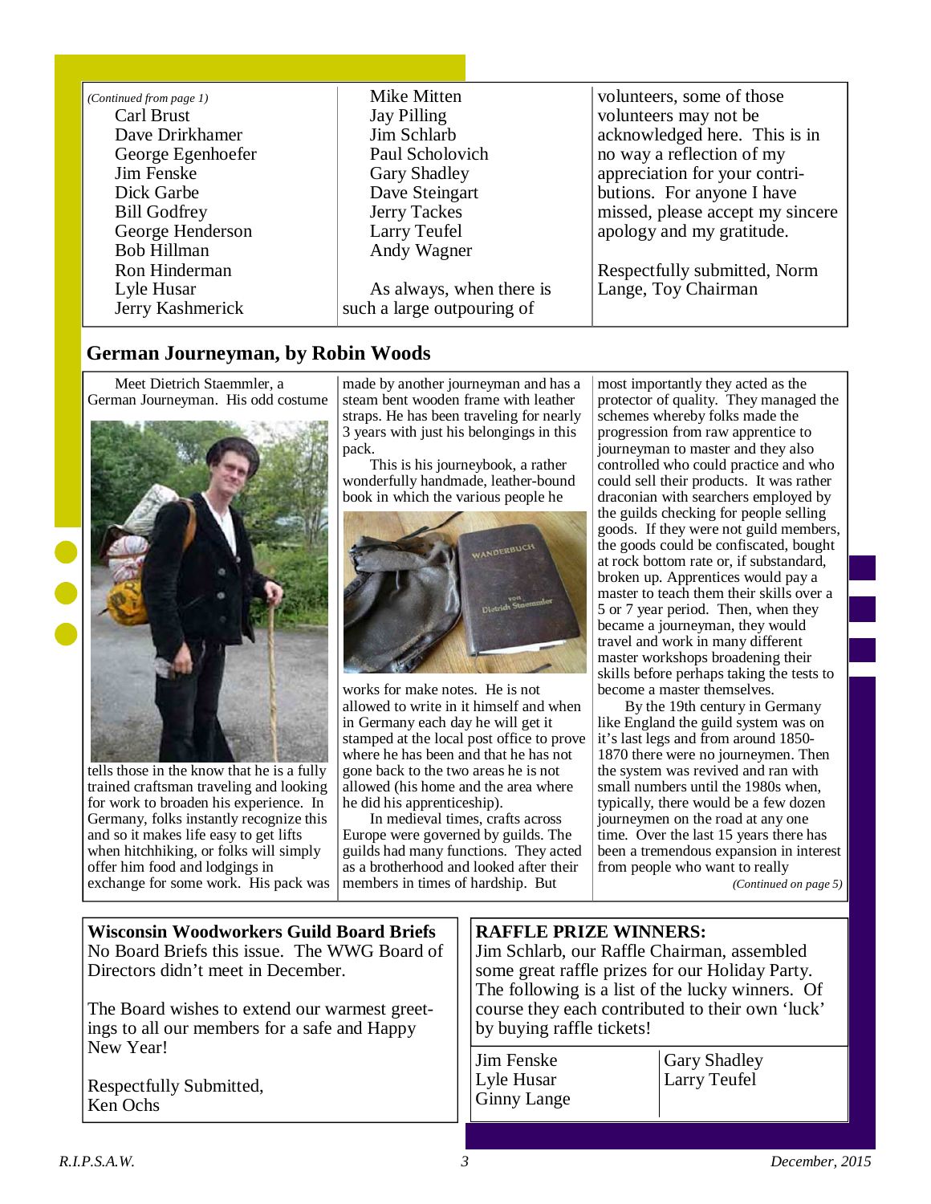*(Continued from page 1)*

Carl Brust
Dave Drirkhamer
George Egenhoefer
Jim Fenske
Dick Garbe
Bill Godfrey
George Henderson
Bob Hillman
Ron Hinderman
Lyle Husar
Jerry Kashmerick
Mike Mitten
Jay Pilling
Jim Schlarb
Paul Scholovich
Gary Shadley
Dave Steingart
Jerry Tackes
Larry Teufel
Andy Wagner

As always, when there is such a large outpouring of volunteers, some of those volunteers may not be acknowledged here. This is in no way a reflection of my appreciation for your contributions. For anyone I have missed, please accept my sincere apology and my gratitude.

Respectfully submitted, Norm Lange, Toy Chairman

## German Journeyman, by Robin Woods

Meet Dietrich Staemmler, a German Journeyman. His odd costume tells those in the know that he is a fully trained craftsman traveling and looking for work to broaden his experience. In Germany, folks instantly recognize this and so it makes life easy to get lifts when hitchhiking, or folks will simply offer him food and lodgings in exchange for some work. His pack was made by another journeyman and has a steam bent wooden frame with leather straps. He has been traveling for nearly 3 years with just his belongings in this pack.

This is his journeybook, a rather wonderfully handmade, leather-bound book in which the various people he works for make notes. He is not allowed to write in it himself and when in Germany each day he will get it stamped at the local post office to prove where he has been and that he has not gone back to the two areas he is not allowed (his home and the area where he did his apprenticeship).

In medieval times, crafts across Europe were governed by guilds. The guilds had many functions. They acted as a brotherhood and looked after their members in times of hardship. But most importantly they acted as the protector of quality. They managed the schemes whereby folks made the progression from raw apprentice to journeyman to master and they also controlled who could practice and who could sell their products. It was rather draconian with searchers employed by the guilds checking for people selling goods. If they were not guild members, the goods could be confiscated, bought at rock bottom rate or, if substandard, broken up. Apprentices would pay a master to teach them their skills over a 5 or 7 year period. Then, when they became a journeyman, they would travel and work in many different master workshops broadening their skills before perhaps taking the tests to become a master themselves.

By the 19th century in Germany like England the guild system was on it's last legs and from around 1850-1870 there were no journeymen. Then the system was revived and ran with small numbers until the 1980s when, typically, there would be a few dozen journeymen on the road at any one time. Over the last 15 years there has been a tremendous expansion in interest from people who want to really

*(Continued on page 5)*

**Wisconsin Woodworkers Guild Board Briefs**

No Board Briefs this issue. The WWG Board of Directors didn't meet in December.

The Board wishes to extend our warmest greetings to all our members for a safe and Happy New Year!

Respectfully Submitted,
Ken Ochs

**RAFFLE PRIZE WINNERS:**

Jim Schlarb, our Raffle Chairman, assembled some great raffle prizes for our Holiday Party. The following is a list of the lucky winners. Of course they each contributed to their own 'luck' by buying raffle tickets!

Jim Fenske
Lyle Husar
Ginny Lange
Gary Shadley
Larry Teufel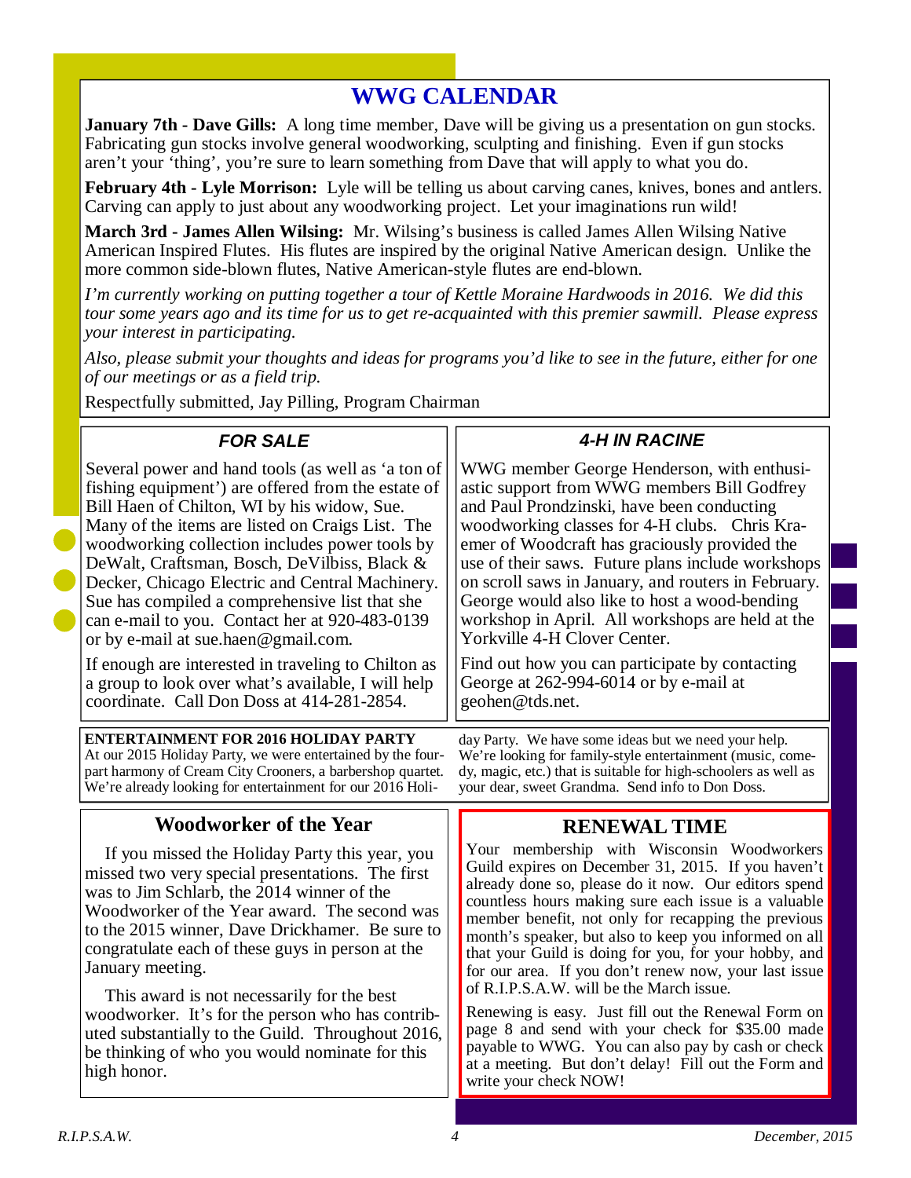# WWG CALENDAR

**January 7th - Dave Gills:** A long time member, Dave will be giving us a presentation on gun stocks. Fabricating gun stocks involve general woodworking, sculpting and finishing. Even if gun stocks aren't your 'thing', you're sure to learn something from Dave that will apply to what you do.

**February 4th - Lyle Morrison:** Lyle will be telling us about carving canes, knives, bones and antlers. Carving can apply to just about any woodworking project. Let your imaginations run wild!

**March 3rd - James Allen Wilsing:** Mr. Wilsing's business is called James Allen Wilsing Native American Inspired Flutes. His flutes are inspired by the original Native American design. Unlike the more common side-blown flutes, Native American-style flutes are end-blown.

*I'm currently working on putting together a tour of Kettle Moraine Hardwoods in 2016. We did this tour some years ago and its time for us to get re-acquainted with this premier sawmill. Please express your interest in participating.*

*Also, please submit your thoughts and ideas for programs you'd like to see in the future, either for one of our meetings or as a field trip.*

Respectfully submitted, Jay Pilling, Program Chairman

## *FOR SALE*

Several power and hand tools (as well as 'a ton of fishing equipment') are offered from the estate of Bill Haen of Chilton, WI by his widow, Sue. Many of the items are listed on Craigs List. The woodworking collection includes power tools by DeWalt, Craftsman, Bosch, DeVilbiss, Black & Decker, Chicago Electric and Central Machinery. Sue has compiled a comprehensive list that she can e-mail to you. Contact her at 920-483-0139 or by e-mail at sue.haen@gmail.com.

If enough are interested in traveling to Chilton as a group to look over what's available, I will help coordinate. Call Don Doss at 414-281-2854.

## *4-H IN RACINE*

WWG member George Henderson, with enthusiastic support from WWG members Bill Godfrey and Paul Prondzinski, have been conducting woodworking classes for 4-H clubs. Chris Kraemer of Woodcraft has graciously provided the use of their saws. Future plans include workshops on scroll saws in January, and routers in February. George would also like to host a wood-bending workshop in April. All workshops are held at the Yorkville 4-H Clover Center.

Find out how you can participate by contacting George at 262-994-6014 or by e-mail at geohen@tds.net.

**ENTERTAINMENT FOR 2016 HOLIDAY PARTY**

At our 2015 Holiday Party, we were entertained by the four-part harmony of Cream City Crooners, a barbershop quartet. We're already looking for entertainment for our 2016 Holiday Party. We have some ideas but we need your help. We're looking for family-style entertainment (music, comedy, magic, etc.) that is suitable for high-schoolers as well as your dear, sweet Grandma. Send info to Don Doss.

## Woodworker of the Year

If you missed the Holiday Party this year, you missed two very special presentations. The first was to Jim Schlarb, the 2014 winner of the Woodworker of the Year award. The second was to the 2015 winner, Dave Drickhamer. Be sure to congratulate each of these guys in person at the January meeting.

This award is not necessarily for the best woodworker. It's for the person who has contributed substantially to the Guild. Throughout 2016, be thinking of who you would nominate for this high honor.

## RENEWAL TIME

Your membership with Wisconsin Woodworkers Guild expires on December 31, 2015. If you haven't already done so, please do it now. Our editors spend countless hours making sure each issue is a valuable member benefit, not only for recapping the previous month's speaker, but also to keep you informed on all that your Guild is doing for you, for your hobby, and for our area. If you don't renew now, your last issue of R.I.P.S.A.W. will be the March issue.

Renewing is easy. Just fill out the Renewal Form on page 8 and send with your check for $35.00 made payable to WWG. You can also pay by cash or check at a meeting. But don't delay! Fill out the Form and write your check NOW!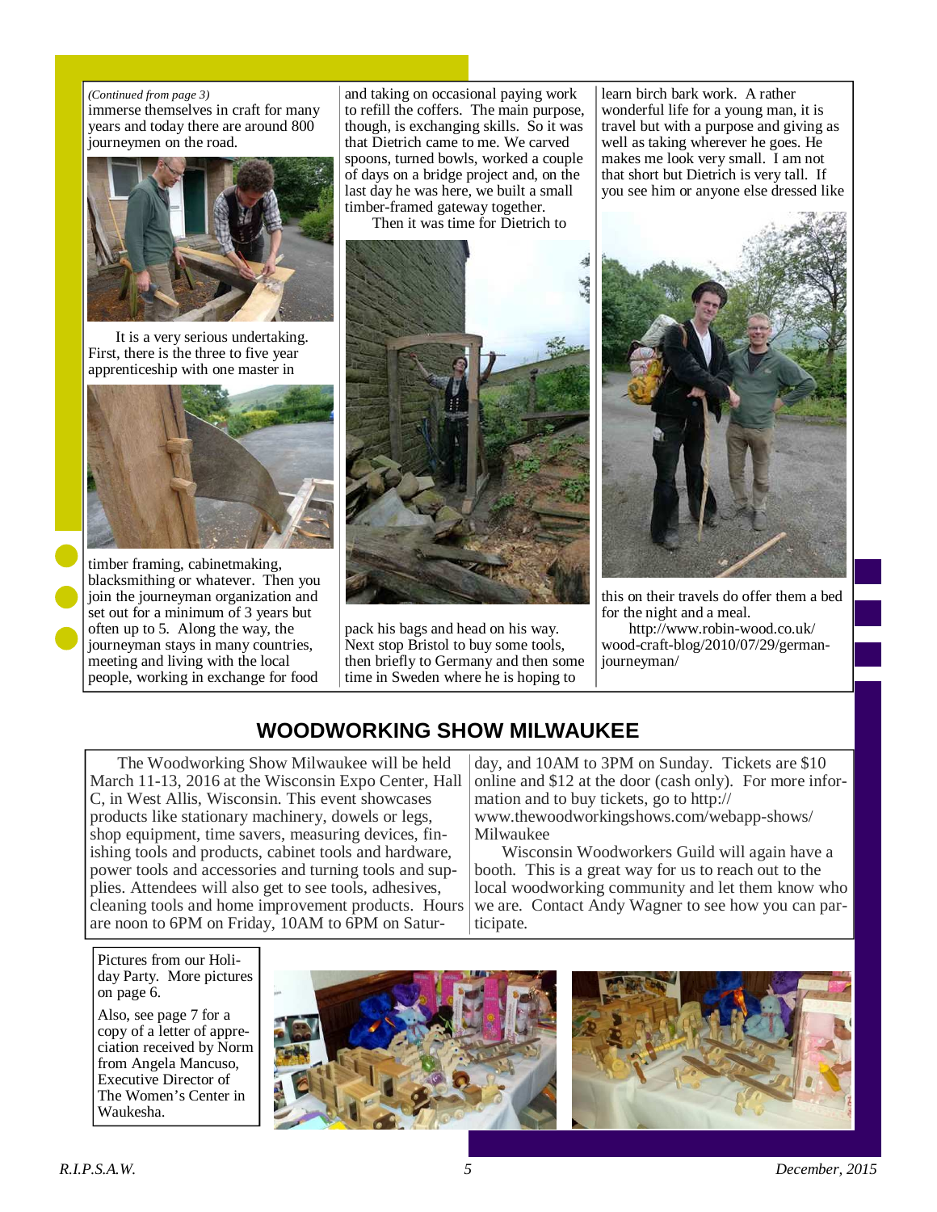*(Continued from page 3)*
immerse themselves in craft for many years and today there are around 800 journeymen on the road.

It is a very serious undertaking. First, there is the three to five year apprenticeship with one master in timber framing, cabinetmaking, blacksmithing or whatever. Then you join the journeyman organization and set out for a minimum of 3 years but often up to 5. Along the way, the journeyman stays in many countries, meeting and living with the local people, working in exchange for food and taking on occasional paying work to refill the coffers. The main purpose, though, is exchanging skills. So it was that Dietrich came to me. We carved spoons, turned bowls, worked a couple of days on a bridge project and, on the last day he was here, we built a small timber-framed gateway together.

Then it was time for Dietrich to pack his bags and head on his way. Next stop Bristol to buy some tools, then briefly to Germany and then some time in Sweden where he is hoping to learn birch bark work. A rather wonderful life for a young man, it is travel but with a purpose and giving as well as taking wherever he goes. He makes me look very small. I am not that short but Dietrich is very tall. If you see him or anyone else dressed like this on their travels do offer them a bed for the night and a meal.

http://www.robin-wood.co.uk/wood-craft-blog/2010/07/29/german-journeyman/

## WOODWORKING SHOW MILWAUKEE

The Woodworking Show Milwaukee will be held March 11-13, 2016 at the Wisconsin Expo Center, Hall C, in West Allis, Wisconsin. This event showcases products like stationary machinery, dowels or legs, shop equipment, time savers, measuring devices, finishing tools and products, cabinet tools and hardware, power tools and accessories and turning tools and supplies. Attendees will also get to see tools, adhesives, cleaning tools and home improvement products. Hours are noon to 6PM on Friday, 10AM to 6PM on Saturday, and 10AM to 3PM on Sunday. Tickets are $10 online and $12 at the door (cash only). For more information and to buy tickets, go to http://www.thewoodworkingshows.com/webapp-shows/Milwaukee

Wisconsin Woodworkers Guild will again have a booth. This is a great way for us to reach out to the local woodworking community and let them know who we are. Contact Andy Wagner to see how you can participate.

Pictures from our Holiday Party. More pictures on page 6.

Also, see page 7 for a copy of a letter of appreciation received by Norm from Angela Mancuso, Executive Director of The Women's Center in Waukesha.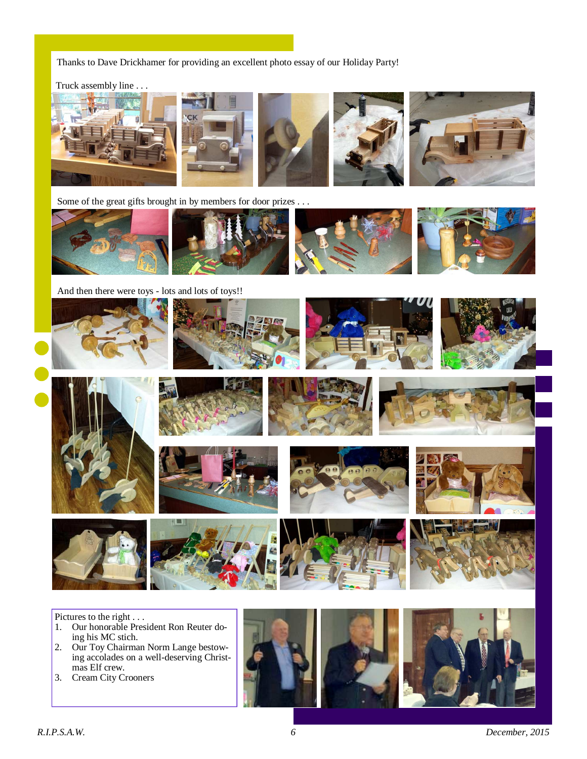Thanks to Dave Drickhamer for providing an excellent photo essay of our Holiday Party!

Truck assembly line . . .

Some of the great gifts brought in by members for door prizes . . .

And then there were toys - lots and lots of toys!!

Pictures to the right . . .

1. Our honorable President Ron Reuter doing his MC stich.
2. Our Toy Chairman Norm Lange bestowing accolades on a well-deserving Christmas Elf crew.
3. Cream City Crooners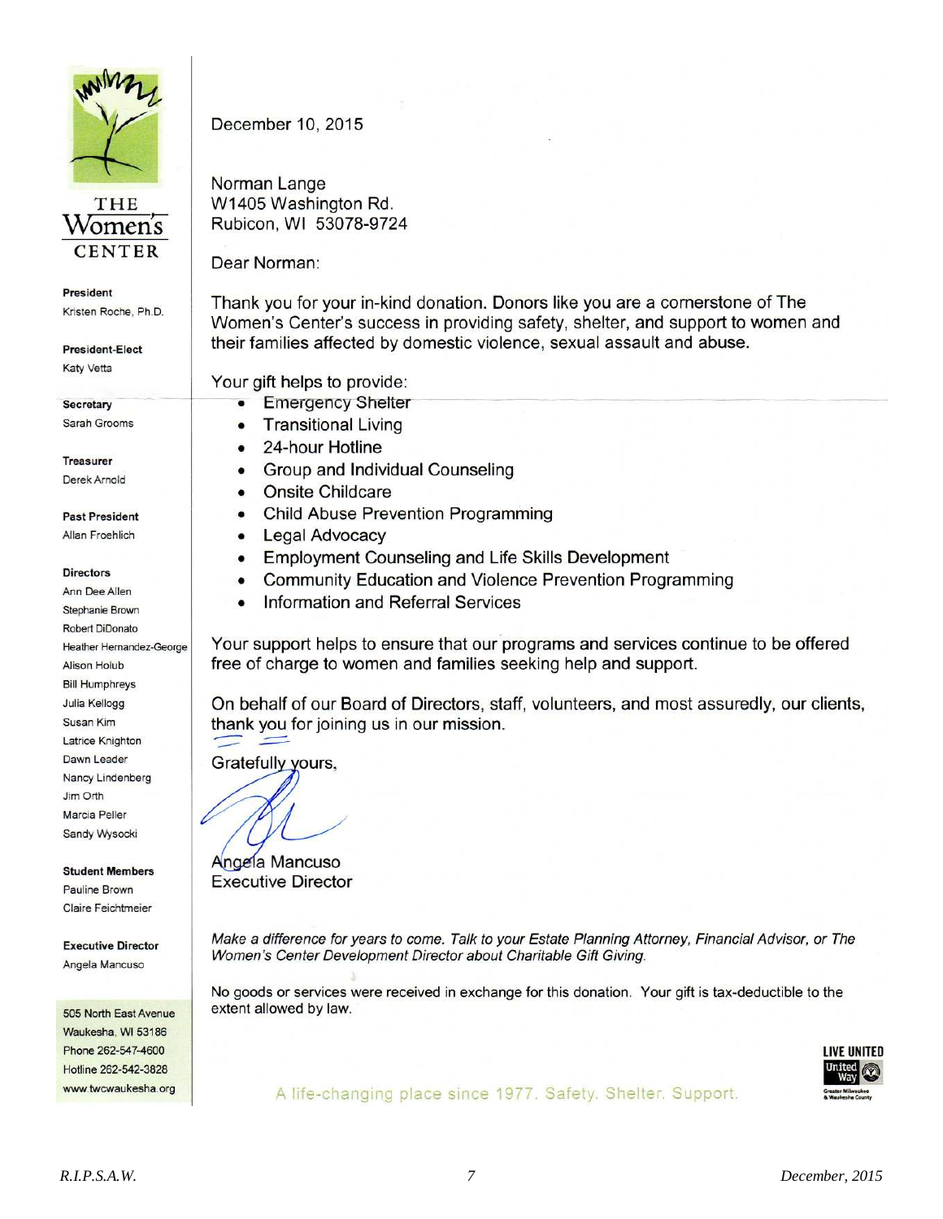THE Women's CENTER

**President**
Kristen Roche, Ph.D.

**President-Elect**
Katy Vetta

**Secretary**
Sarah Grooms

**Treasurer**
Derek Arnold

**Past President**
Allan Froehlich

**Directors**
Ann Dee Allen
Stephanie Brown
Robert DiDonato
Heather Hernandez-George
Alison Holub
Bill Humphreys
Julia Kellogg
Susan Kim
Latrice Knighton
Dawn Leader
Nancy Lindenberg
Jim Orth
Marcia Peller
Sandy Wysocki

**Student Members**
Pauline Brown
Claire Feichtmeier

**Executive Director**
Angela Mancuso

505 North East Avenue
Waukesha, WI 53186
Phone 262-547-4600
Hotline 262-542-3828
www.twcwaukesha.org

December 10, 2015

Norman Lange
W1405 Washington Rd.
Rubicon, WI 53078-9724

Dear Norman:

Thank you for your in-kind donation. Donors like you are a cornerstone of The Women's Center's success in providing safety, shelter, and support to women and their families affected by domestic violence, sexual assault and abuse.

Your gift helps to provide:

- Emergency Shelter
- Transitional Living
- 24-hour Hotline
- Group and Individual Counseling
- Onsite Childcare
- Child Abuse Prevention Programming
- Legal Advocacy
- Employment Counseling and Life Skills Development
- Community Education and Violence Prevention Programming
- Information and Referral Services

Your support helps to ensure that our programs and services continue to be offered free of charge to women and families seeking help and support.

On behalf of our Board of Directors, staff, volunteers, and most assuredly, our clients, thank you for joining us in our mission.

Gratefully yours,

Angela Mancuso
Executive Director

*Make a difference for years to come. Talk to your Estate Planning Attorney, Financial Advisor, or The Women's Center Development Director about Charitable Gift Giving.*

No goods or services were received in exchange for this donation. Your gift is tax-deductible to the extent allowed by law.

A life-changing place since 1977. Safety. Shelter. Support.

LIVE UNITED United Way Greater Milwaukee & Waukesha County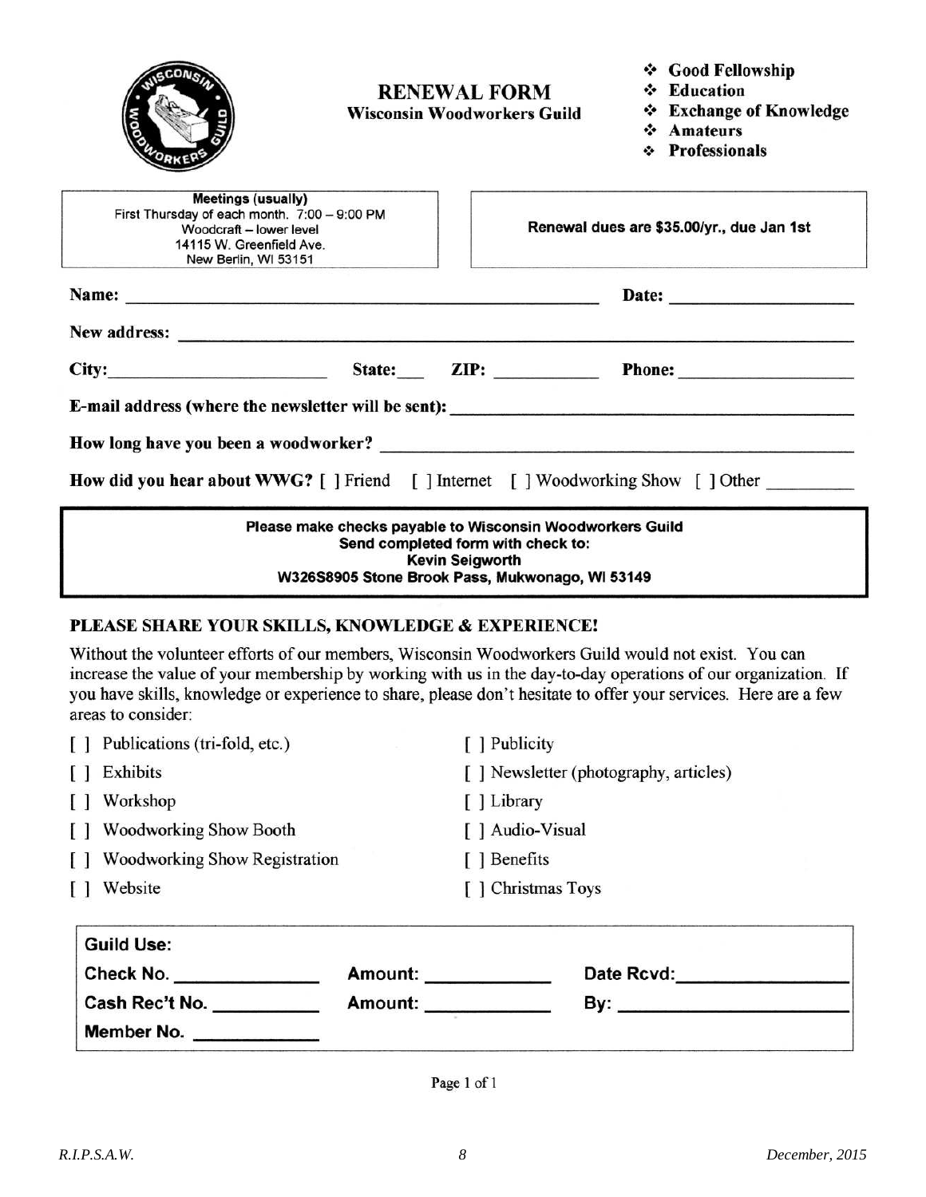# RENEWAL FORM

**Wisconsin Woodworkers Guild**

- **Good Fellowship**
- **Education**
- **Exchange of Knowledge**
- **Amateurs**
- **Professionals**

**Meetings (usually)**
First Thursday of each month. 7:00 – 9:00 PM
Woodcraft – lower level
14115 W. Greenfield Ave.
New Berlin, WI 53151

**Renewal dues are $35.00/yr., due Jan 1st**

**Name:** ______________________________ **Date:** ______________

**New address:** ______________________________________________

**City:** ________________ **State:** ___ **ZIP:** ________ **Phone:** ______________

**E-mail address (where the newsletter will be sent):** ______________________________

**How long have you been a woodworker?** ______________________________

**How did you hear about WWG?** [ ] Friend [ ] Internet [ ] Woodworking Show [ ] Other ________

**Please make checks payable to Wisconsin Woodworkers Guild**
**Send completed form with check to:**
**Kevin Seigworth**
**W326S8905 Stone Brook Pass, Mukwonago, WI 53149**

## PLEASE SHARE YOUR SKILLS, KNOWLEDGE & EXPERIENCE!

Without the volunteer efforts of our members, Wisconsin Woodworkers Guild would not exist. You can increase the value of your membership by working with us in the day-to-day operations of our organization. If you have skills, knowledge or experience to share, please don't hesitate to offer your services. Here are a few areas to consider:

[ ] Publications (tri-fold, etc.)
[ ] Exhibits
[ ] Workshop
[ ] Woodworking Show Booth
[ ] Woodworking Show Registration
[ ] Website
[ ] Publicity
[ ] Newsletter (photography, articles)
[ ] Library
[ ] Audio-Visual
[ ] Benefits
[ ] Christmas Toys

**Guild Use:**

**Check No.** ____________ **Amount:** ____________ **Date Rcvd:** ____________

**Cash Rec't No.** ________ **Amount:** ____________ **By:** ________________

**Member No.** __________